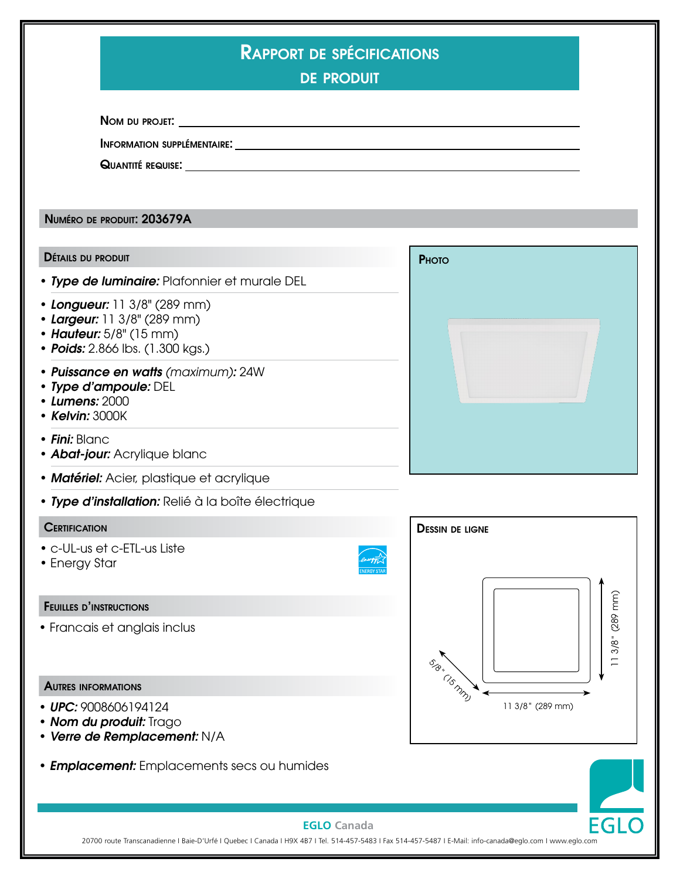# Rapport de spécifications de produit

**Nom du projet:** ______________________________

**Information supplémentaire:** ______________________________

**Quantité requise:** ______________________________

## Numéro de produit: 203679A

### Détails du produit

- ***Type de luminaire:*** Plafonnier et murale DEL

- ***Longueur:*** 11 3/8" (289 mm)
- ***Largeur:*** 11 3/8" (289 mm)
- ***Hauteur:*** 5/8" (15 mm)
- ***Poids:*** 2.866 lbs. (1.300 kgs.)

- ***Puissance en watts*** *(maximum)*: 24W
- ***Type d'ampoule:*** DEL
- ***Lumens:*** 2000
- ***Kelvin:*** 3000K

- ***Fini:*** Blanc
- ***Abat-jour:*** Acrylique blanc

- ***Matériel:*** Acier, plastique et acrylique

- ***Type d'installation:*** Relié à la boîte électrique

### Photo

### Certification

- c-UL-us et c-ETL-us Liste
- Energy Star

### Dessin de ligne

5/8" (15 mm)

11 3/8" (289 mm)

11 3/8" (289 mm)

### Feuilles d'instructions

- Francais et anglais inclus

### Autres informations

- ***UPC:*** 9008606194124
- ***Nom du produit:*** Trago
- ***Verre de Remplacement:*** N/A

- ***Emplacement:*** Emplacements secs ou humides

**EGLO Canada**

20700 route Transcanadienne I Baie-D'Urfé I Quebec I Canada I H9X 4B7 I Tel. 514-457-5483 I Fax 514-457-5487 I E-Mail: info-canada@eglo.com I www.eglo.com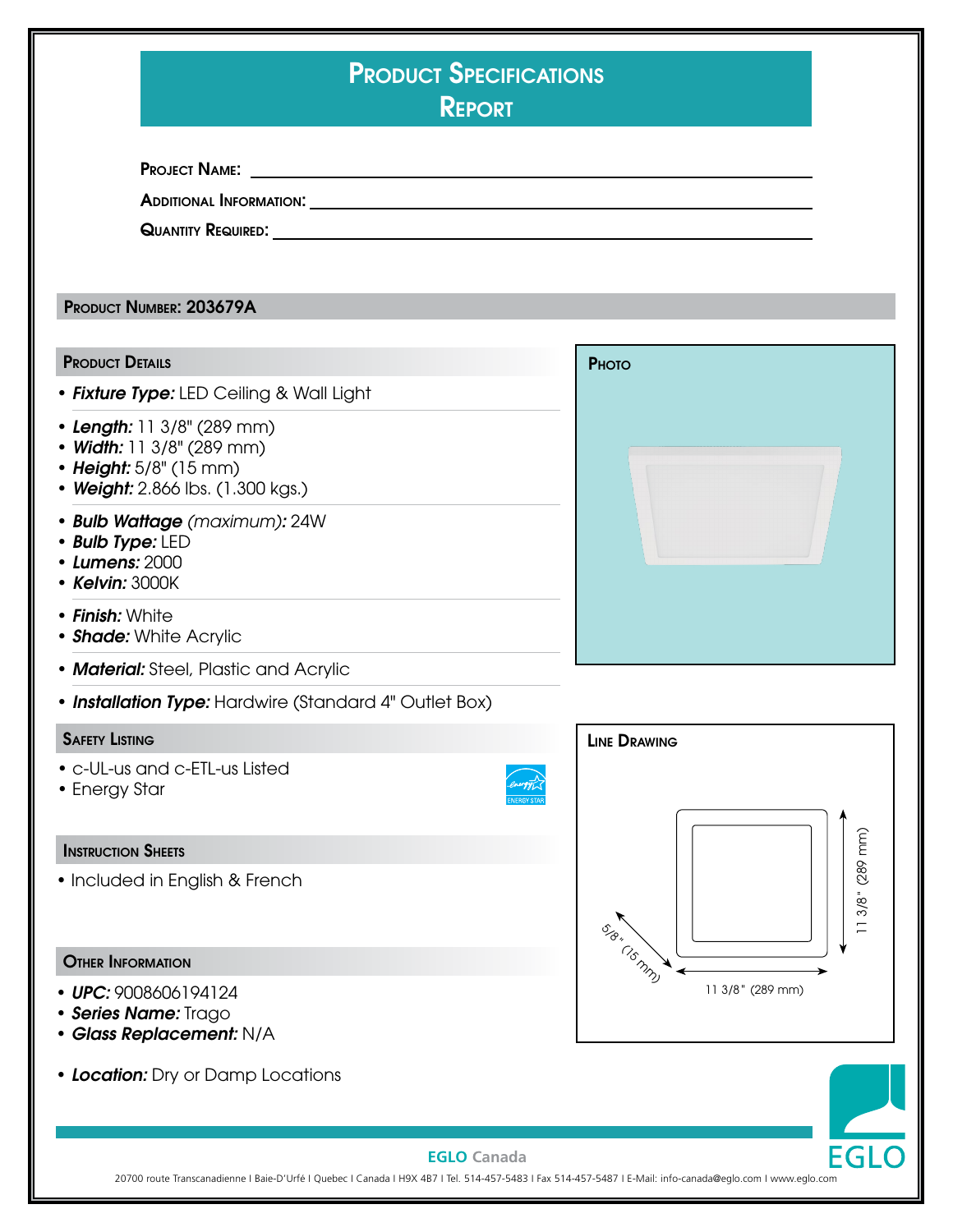# Product Specifications Report

**Project Name:** ______________________________

**Additional Information:** ______________________________

**Quantity Required:** ______________________________

## Product Number: 203679A

### Product Details

- ***Fixture Type:*** LED Ceiling & Wall Light

- ***Length:*** 11 3/8" (289 mm)
- ***Width:*** 11 3/8" (289 mm)
- ***Height:*** 5/8" (15 mm)
- ***Weight:*** 2.866 lbs. (1.300 kgs.)

- ***Bulb Wattage** (maximum)**:*** 24W
- ***Bulb Type:*** LED
- ***Lumens:*** 2000
- ***Kelvin:*** 3000K

- ***Finish:*** White
- ***Shade:*** White Acrylic

- ***Material:*** Steel, Plastic and Acrylic

- ***Installation Type:*** Hardwire (Standard 4" Outlet Box)

### Photo

### Safety Listing

- c-UL-us and c-ETL-us Listed
- Energy Star

### Instruction Sheets

- Included in English & French

### Other Information

- ***UPC:*** 9008606194124
- ***Series Name:*** Trago
- ***Glass Replacement:*** N/A

- ***Location:*** Dry or Damp Locations

### Line Drawing

5/8" (15 mm)

11 3/8" (289 mm)

11 3/8" (289 mm)

**EGLO Canada**

20700 route Transcanadienne I Baie-D'Urfé I Quebec I Canada I H9X 4B7 I Tel. 514-457-5483 I Fax 514-457-5487 I E-Mail: info-canada@eglo.com I www.eglo.com